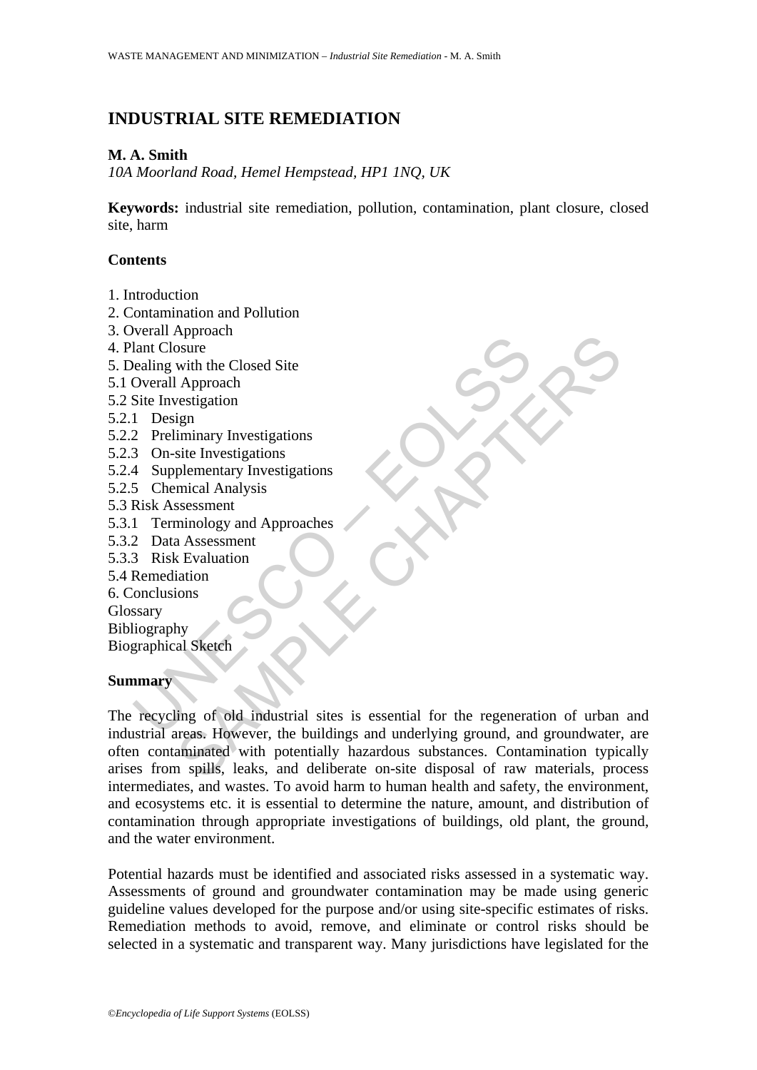# INDUSTRIAL SITE REMEDIATION

**M. A. Smith**

*10A Moorland Road, Hemel Hempstead, HP1 1NQ, UK*

**Keywords:** industrial site remediation, pollution, contamination, plant closure, closed site, harm

## Contents

1. Introduction
2. Contamination and Pollution
3. Overall Approach
4. Plant Closure
5. Dealing with the Closed Site
5.1 Overall Approach
5.2 Site Investigation
5.2.1 Design
5.2.2 Preliminary Investigations
5.2.3 On-site Investigations
5.2.4 Supplementary Investigations
5.2.5 Chemical Analysis
5.3 Risk Assessment
5.3.1 Terminology and Approaches
5.3.2 Data Assessment
5.3.3 Risk Evaluation
5.4 Remediation
6. Conclusions
Glossary
Bibliography
Biographical Sketch

## Summary

The recycling of old industrial sites is essential for the regeneration of urban and industrial areas. However, the buildings and underlying ground, and groundwater, are often contaminated with potentially hazardous substances. Contamination typically arises from spills, leaks, and deliberate on-site disposal of raw materials, process intermediates, and wastes. To avoid harm to human health and safety, the environment, and ecosystems etc. it is essential to determine the nature, amount, and distribution of contamination through appropriate investigations of buildings, old plant, the ground, and the water environment.

Potential hazards must be identified and associated risks assessed in a systematic way. Assessments of ground and groundwater contamination may be made using generic guideline values developed for the purpose and/or using site-specific estimates of risks. Remediation methods to avoid, remove, and eliminate or control risks should be selected in a systematic and transparent way. Many jurisdictions have legislated for the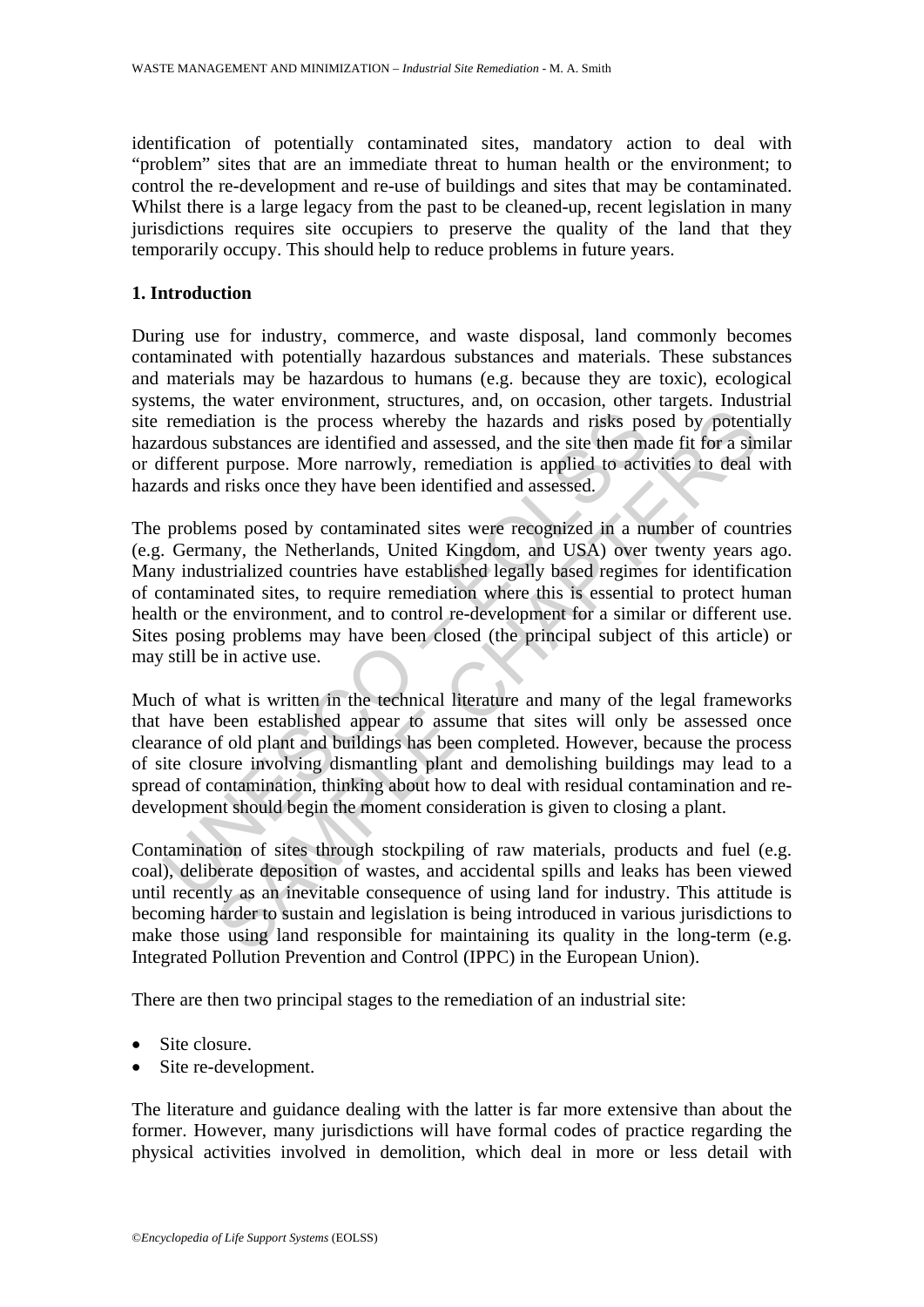identification of potentially contaminated sites, mandatory action to deal with "problem" sites that are an immediate threat to human health or the environment; to control the re-development and re-use of buildings and sites that may be contaminated. Whilst there is a large legacy from the past to be cleaned-up, recent legislation in many jurisdictions requires site occupiers to preserve the quality of the land that they temporarily occupy. This should help to reduce problems in future years.

## 1. Introduction

During use for industry, commerce, and waste disposal, land commonly becomes contaminated with potentially hazardous substances and materials. These substances and materials may be hazardous to humans (e.g. because they are toxic), ecological systems, the water environment, structures, and, on occasion, other targets. Industrial site remediation is the process whereby the hazards and risks posed by potentially hazardous substances are identified and assessed, and the site then made fit for a similar or different purpose. More narrowly, remediation is applied to activities to deal with hazards and risks once they have been identified and assessed.

The problems posed by contaminated sites were recognized in a number of countries (e.g. Germany, the Netherlands, United Kingdom, and USA) over twenty years ago. Many industrialized countries have established legally based regimes for identification of contaminated sites, to require remediation where this is essential to protect human health or the environment, and to control re-development for a similar or different use. Sites posing problems may have been closed (the principal subject of this article) or may still be in active use.

Much of what is written in the technical literature and many of the legal frameworks that have been established appear to assume that sites will only be assessed once clearance of old plant and buildings has been completed. However, because the process of site closure involving dismantling plant and demolishing buildings may lead to a spread of contamination, thinking about how to deal with residual contamination and re-development should begin the moment consideration is given to closing a plant.

Contamination of sites through stockpiling of raw materials, products and fuel (e.g. coal), deliberate deposition of wastes, and accidental spills and leaks has been viewed until recently as an inevitable consequence of using land for industry. This attitude is becoming harder to sustain and legislation is being introduced in various jurisdictions to make those using land responsible for maintaining its quality in the long-term (e.g. Integrated Pollution Prevention and Control (IPPC) in the European Union).

There are then two principal stages to the remediation of an industrial site:

- Site closure.
- Site re-development.

The literature and guidance dealing with the latter is far more extensive than about the former. However, many jurisdictions will have formal codes of practice regarding the physical activities involved in demolition, which deal in more or less detail with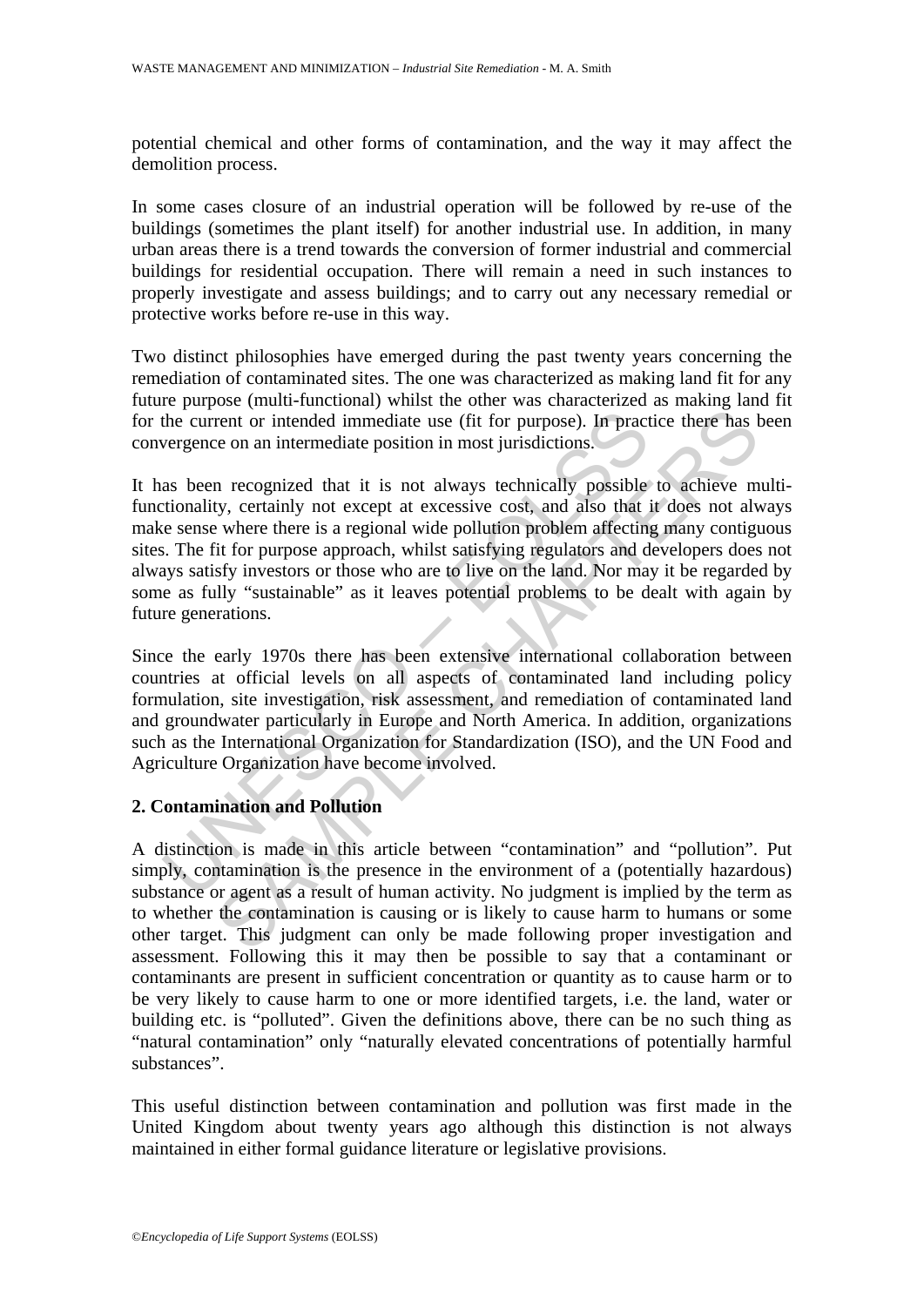potential chemical and other forms of contamination, and the way it may affect the demolition process.

In some cases closure of an industrial operation will be followed by re-use of the buildings (sometimes the plant itself) for another industrial use. In addition, in many urban areas there is a trend towards the conversion of former industrial and commercial buildings for residential occupation. There will remain a need in such instances to properly investigate and assess buildings; and to carry out any necessary remedial or protective works before re-use in this way.

Two distinct philosophies have emerged during the past twenty years concerning the remediation of contaminated sites. The one was characterized as making land fit for any future purpose (multi-functional) whilst the other was characterized as making land fit for the current or intended immediate use (fit for purpose). In practice there has been convergence on an intermediate position in most jurisdictions.

It has been recognized that it is not always technically possible to achieve multi-functionality, certainly not except at excessive cost, and also that it does not always make sense where there is a regional wide pollution problem affecting many contiguous sites. The fit for purpose approach, whilst satisfying regulators and developers does not always satisfy investors or those who are to live on the land. Nor may it be regarded by some as fully "sustainable" as it leaves potential problems to be dealt with again by future generations.

Since the early 1970s there has been extensive international collaboration between countries at official levels on all aspects of contaminated land including policy formulation, site investigation, risk assessment, and remediation of contaminated land and groundwater particularly in Europe and North America. In addition, organizations such as the International Organization for Standardization (ISO), and the UN Food and Agriculture Organization have become involved.

## 2. Contamination and Pollution

A distinction is made in this article between "contamination" and "pollution". Put simply, contamination is the presence in the environment of a (potentially hazardous) substance or agent as a result of human activity. No judgment is implied by the term as to whether the contamination is causing or is likely to cause harm to humans or some other target. This judgment can only be made following proper investigation and assessment. Following this it may then be possible to say that a contaminant or contaminants are present in sufficient concentration or quantity as to cause harm or to be very likely to cause harm to one or more identified targets, i.e. the land, water or building etc. is "polluted". Given the definitions above, there can be no such thing as "natural contamination" only "naturally elevated concentrations of potentially harmful substances".

This useful distinction between contamination and pollution was first made in the United Kingdom about twenty years ago although this distinction is not always maintained in either formal guidance literature or legislative provisions.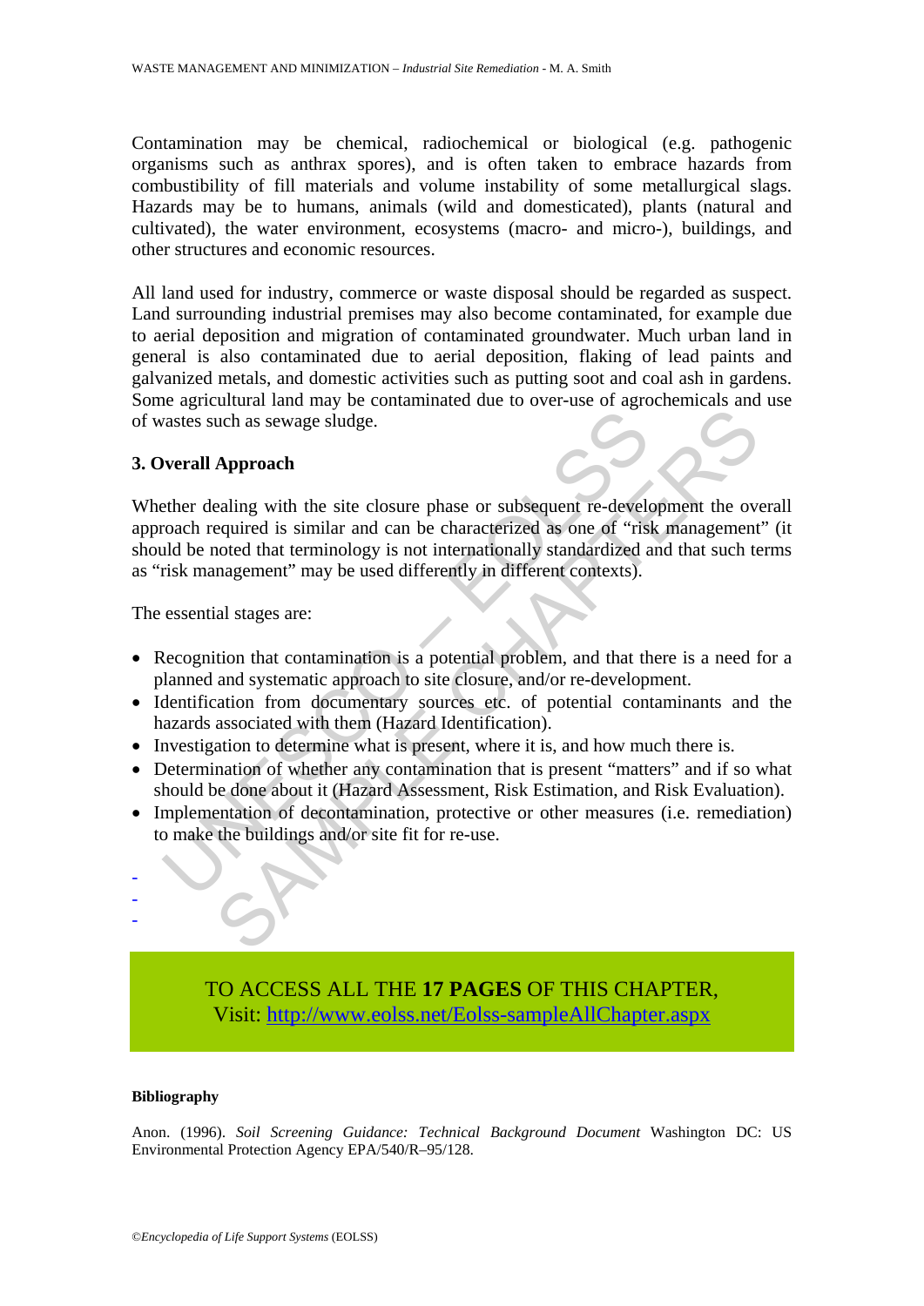Contamination may be chemical, radiochemical or biological (e.g. pathogenic organisms such as anthrax spores), and is often taken to embrace hazards from combustibility of fill materials and volume instability of some metallurgical slags. Hazards may be to humans, animals (wild and domesticated), plants (natural and cultivated), the water environment, ecosystems (macro- and micro-), buildings, and other structures and economic resources.

All land used for industry, commerce or waste disposal should be regarded as suspect. Land surrounding industrial premises may also become contaminated, for example due to aerial deposition and migration of contaminated groundwater. Much urban land in general is also contaminated due to aerial deposition, flaking of lead paints and galvanized metals, and domestic activities such as putting soot and coal ash in gardens. Some agricultural land may be contaminated due to over-use of agrochemicals and use of wastes such as sewage sludge.

## 3. Overall Approach

Whether dealing with the site closure phase or subsequent re-development the overall approach required is similar and can be characterized as one of "risk management" (it should be noted that terminology is not internationally standardized and that such terms as "risk management" may be used differently in different contexts).

The essential stages are:

- Recognition that contamination is a potential problem, and that there is a need for a planned and systematic approach to site closure, and/or re-development.
- Identification from documentary sources etc. of potential contaminants and the hazards associated with them (Hazard Identification).
- Investigation to determine what is present, where it is, and how much there is.
- Determination of whether any contamination that is present "matters" and if so what should be done about it (Hazard Assessment, Risk Estimation, and Risk Evaluation).
- Implementation of decontamination, protective or other measures (i.e. remediation) to make the buildings and/or site fit for re-use.

-
-
-

TO ACCESS ALL THE **17 PAGES** OF THIS CHAPTER,
Visit: http://www.eolss.net/Eolss-sampleAllChapter.aspx

**Bibliography**

Anon. (1996). *Soil Screening Guidance: Technical Background Document* Washington DC: US Environmental Protection Agency EPA/540/R–95/128.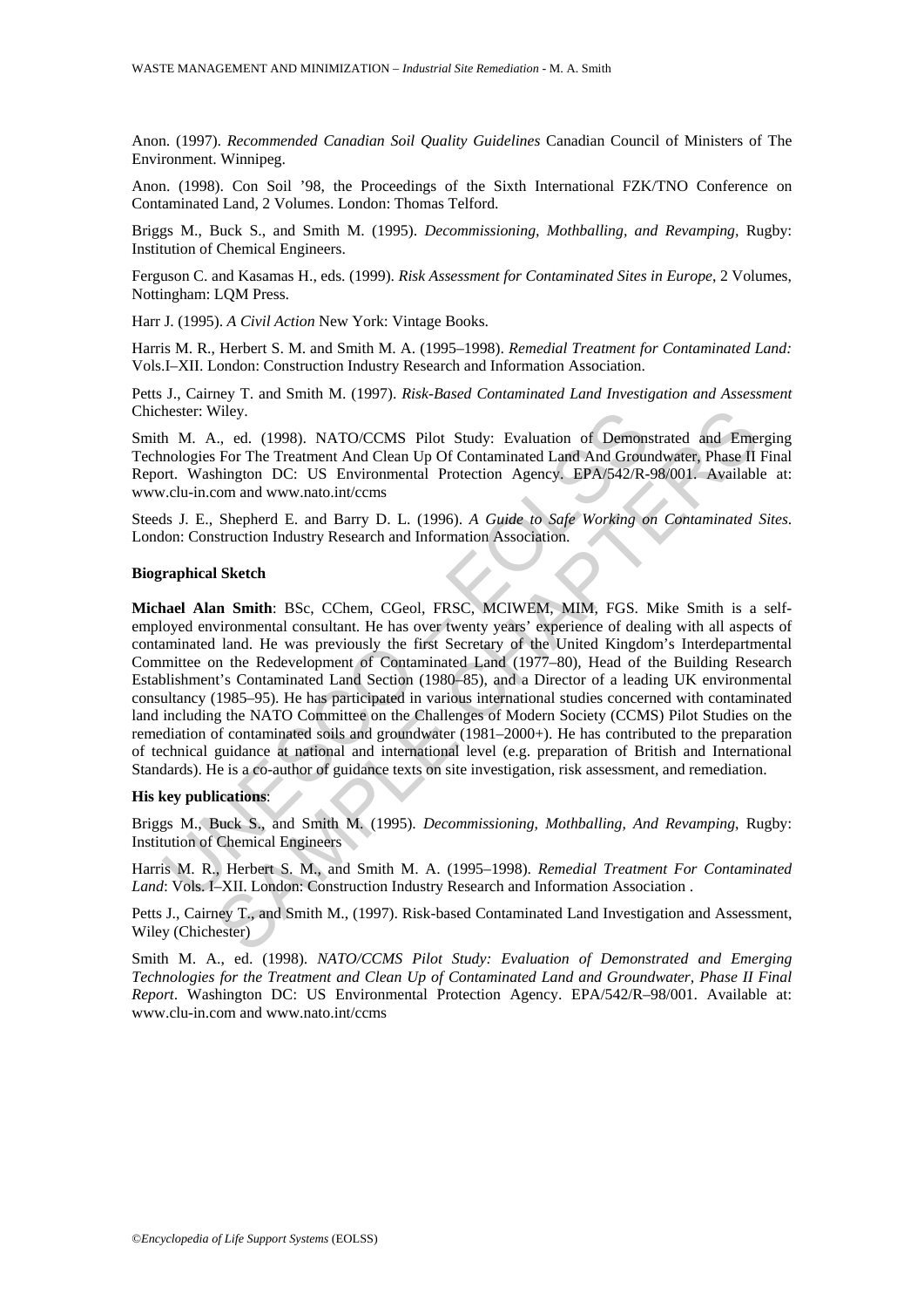Anon. (1997). *Recommended Canadian Soil Quality Guidelines* Canadian Council of Ministers of The Environment. Winnipeg.

Anon. (1998). Con Soil '98, the Proceedings of the Sixth International FZK/TNO Conference on Contaminated Land, 2 Volumes. London: Thomas Telford.

Briggs M., Buck S., and Smith M. (1995). *Decommissioning, Mothballing, and Revamping*, Rugby: Institution of Chemical Engineers.

Ferguson C. and Kasamas H., eds. (1999). *Risk Assessment for Contaminated Sites in Europe*, 2 Volumes, Nottingham: LQM Press.

Harr J. (1995). *A Civil Action* New York: Vintage Books.

Harris M. R., Herbert S. M. and Smith M. A. (1995–1998). *Remedial Treatment for Contaminated Land:* Vols.I–XII. London: Construction Industry Research and Information Association.

Petts J., Cairney T. and Smith M. (1997). *Risk-Based Contaminated Land Investigation and Assessment* Chichester: Wiley.

Smith M. A., ed. (1998). NATO/CCMS Pilot Study: Evaluation of Demonstrated and Emerging Technologies For The Treatment And Clean Up Of Contaminated Land And Groundwater, Phase II Final Report. Washington DC: US Environmental Protection Agency. EPA/542/R-98/001. Available at: www.clu-in.com and www.nato.int/ccms

Steeds J. E., Shepherd E. and Barry D. L. (1996). *A Guide to Safe Working on Contaminated Sites*. London: Construction Industry Research and Information Association.

**Biographical Sketch**

**Michael Alan Smith**: BSc, CChem, CGeol, FRSC, MCIWEM, MIM, FGS. Mike Smith is a self-employed environmental consultant. He has over twenty years' experience of dealing with all aspects of contaminated land. He was previously the first Secretary of the United Kingdom's Interdepartmental Committee on the Redevelopment of Contaminated Land (1977–80), Head of the Building Research Establishment's Contaminated Land Section (1980–85), and a Director of a leading UK environmental consultancy (1985–95). He has participated in various international studies concerned with contaminated land including the NATO Committee on the Challenges of Modern Society (CCMS) Pilot Studies on the remediation of contaminated soils and groundwater (1981–2000+). He has contributed to the preparation of technical guidance at national and international level (e.g. preparation of British and International Standards). He is a co-author of guidance texts on site investigation, risk assessment, and remediation.

**His key publications**:

Briggs M., Buck S., and Smith M. (1995). *Decommissioning, Mothballing, And Revamping*, Rugby: Institution of Chemical Engineers

Harris M. R., Herbert S. M., and Smith M. A. (1995–1998). *Remedial Treatment For Contaminated Land*: Vols. I–XII. London: Construction Industry Research and Information Association .

Petts J., Cairney T., and Smith M., (1997). Risk-based Contaminated Land Investigation and Assessment, Wiley (Chichester)

Smith M. A., ed. (1998). *NATO/CCMS Pilot Study: Evaluation of Demonstrated and Emerging Technologies for the Treatment and Clean Up of Contaminated Land and Groundwater, Phase II Final Report*. Washington DC: US Environmental Protection Agency. EPA/542/R–98/001. Available at: www.clu-in.com and www.nato.int/ccms